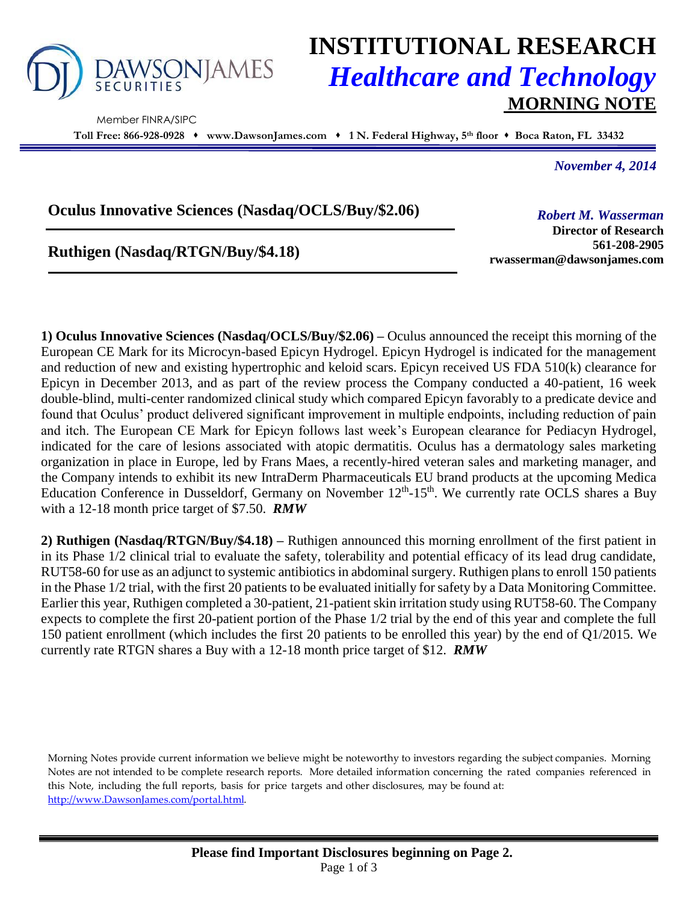# INSTITUTIONAL RESEARCH

## *Healthcare and Technology*

## MORNING NOTE

DAWSON JAMES SECURITIES

Member FINRA/SIPC

**Toll Free: 866-928-0928 ♦ www.DawsonJames.com ♦ 1 N. Federal Highway, 5th floor ♦ Boca Raton, FL 33432**

*November 4, 2014*

**Oculus Innovative Sciences (Nasdaq/OCLS/Buy/$2.06)**

**Ruthigen (Nasdaq/RTGN/Buy/$4.18)**

***Robert M. Wasserman***
**Director of Research**
**561-208-2905**
**rwasserman@dawsonjames.com**

**1) Oculus Innovative Sciences (Nasdaq/OCLS/Buy/$2.06) –** Oculus announced the receipt this morning of the European CE Mark for its Microcyn-based Epicyn Hydrogel. Epicyn Hydrogel is indicated for the management and reduction of new and existing hypertrophic and keloid scars. Epicyn received US FDA 510(k) clearance for Epicyn in December 2013, and as part of the review process the Company conducted a 40-patient, 16 week double-blind, multi-center randomized clinical study which compared Epicyn favorably to a predicate device and found that Oculus' product delivered significant improvement in multiple endpoints, including reduction of pain and itch. The European CE Mark for Epicyn follows last week's European clearance for Pediacyn Hydrogel, indicated for the care of lesions associated with atopic dermatitis. Oculus has a dermatology sales marketing organization in place in Europe, led by Frans Maes, a recently-hired veteran sales and marketing manager, and the Company intends to exhibit its new IntraDerm Pharmaceuticals EU brand products at the upcoming Medica Education Conference in Dusseldorf, Germany on November 12th-15th. We currently rate OCLS shares a Buy with a 12-18 month price target of $7.50. ***RMW***

**2) Ruthigen (Nasdaq/RTGN/Buy/$4.18) –** Ruthigen announced this morning enrollment of the first patient in in its Phase 1/2 clinical trial to evaluate the safety, tolerability and potential efficacy of its lead drug candidate, RUT58-60 for use as an adjunct to systemic antibiotics in abdominal surgery. Ruthigen plans to enroll 150 patients in the Phase 1/2 trial, with the first 20 patients to be evaluated initially for safety by a Data Monitoring Committee. Earlier this year, Ruthigen completed a 30-patient, 21-patient skin irritation study using RUT58-60. The Company expects to complete the first 20-patient portion of the Phase 1/2 trial by the end of this year and complete the full 150 patient enrollment (which includes the first 20 patients to be enrolled this year) by the end of Q1/2015. We currently rate RTGN shares a Buy with a 12-18 month price target of $12. ***RMW***

Morning Notes provide current information we believe might be noteworthy to investors regarding the subject companies. Morning Notes are not intended to be complete research reports. More detailed information concerning the rated companies referenced in this Note, including the full reports, basis for price targets and other disclosures, may be found at: http://www.DawsonJames.com/portal.html.

**Please find Important Disclosures beginning on Page 2.**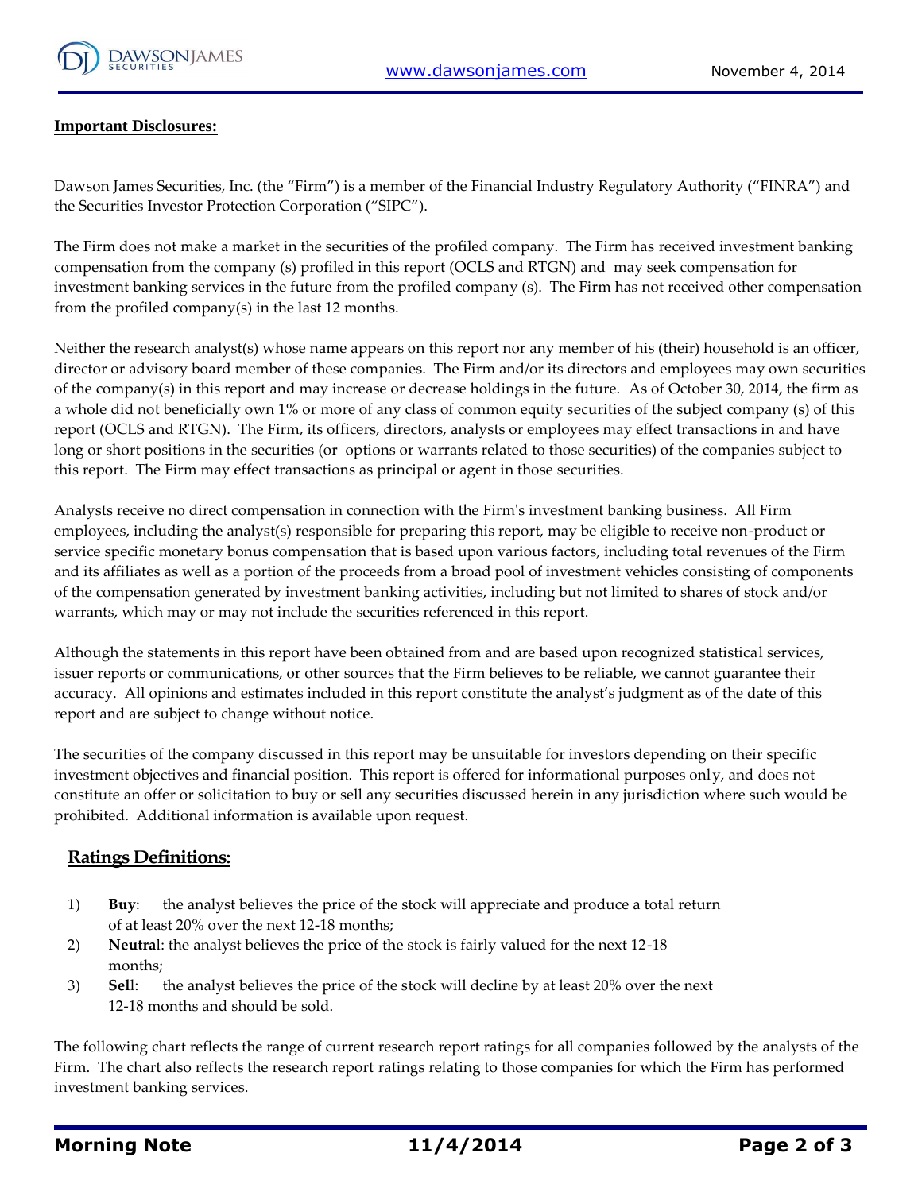## Important Disclosures:

Dawson James Securities, Inc. (the "Firm") is a member of the Financial Industry Regulatory Authority ("FINRA") and the Securities Investor Protection Corporation ("SIPC").

The Firm does not make a market in the securities of the profiled company. The Firm has received investment banking compensation from the company (s) profiled in this report (OCLS and RTGN) and may seek compensation for investment banking services in the future from the profiled company (s). The Firm has not received other compensation from the profiled company(s) in the last 12 months.

Neither the research analyst(s) whose name appears on this report nor any member of his (their) household is an officer, director or advisory board member of these companies. The Firm and/or its directors and employees may own securities of the company(s) in this report and may increase or decrease holdings in the future. As of October 30, 2014, the firm as a whole did not beneficially own 1% or more of any class of common equity securities of the subject company (s) of this report (OCLS and RTGN). The Firm, its officers, directors, analysts or employees may effect transactions in and have long or short positions in the securities (or options or warrants related to those securities) of the companies subject to this report. The Firm may effect transactions as principal or agent in those securities.

Analysts receive no direct compensation in connection with the Firm's investment banking business. All Firm employees, including the analyst(s) responsible for preparing this report, may be eligible to receive non-product or service specific monetary bonus compensation that is based upon various factors, including total revenues of the Firm and its affiliates as well as a portion of the proceeds from a broad pool of investment vehicles consisting of components of the compensation generated by investment banking activities, including but not limited to shares of stock and/or warrants, which may or may not include the securities referenced in this report.

Although the statements in this report have been obtained from and are based upon recognized statistical services, issuer reports or communications, or other sources that the Firm believes to be reliable, we cannot guarantee their accuracy. All opinions and estimates included in this report constitute the analyst's judgment as of the date of this report and are subject to change without notice.

The securities of the company discussed in this report may be unsuitable for investors depending on their specific investment objectives and financial position. This report is offered for informational purposes only, and does not constitute an offer or solicitation to buy or sell any securities discussed herein in any jurisdiction where such would be prohibited. Additional information is available upon request.

## Ratings Definitions:

1) **Buy**: the analyst believes the price of the stock will appreciate and produce a total return of at least 20% over the next 12-18 months;
2) **Neutral**: the analyst believes the price of the stock is fairly valued for the next 12-18 months;
3) **Sell**: the analyst believes the price of the stock will decline by at least 20% over the next 12-18 months and should be sold.

The following chart reflects the range of current research report ratings for all companies followed by the analysts of the Firm. The chart also reflects the research report ratings relating to those companies for which the Firm has performed investment banking services.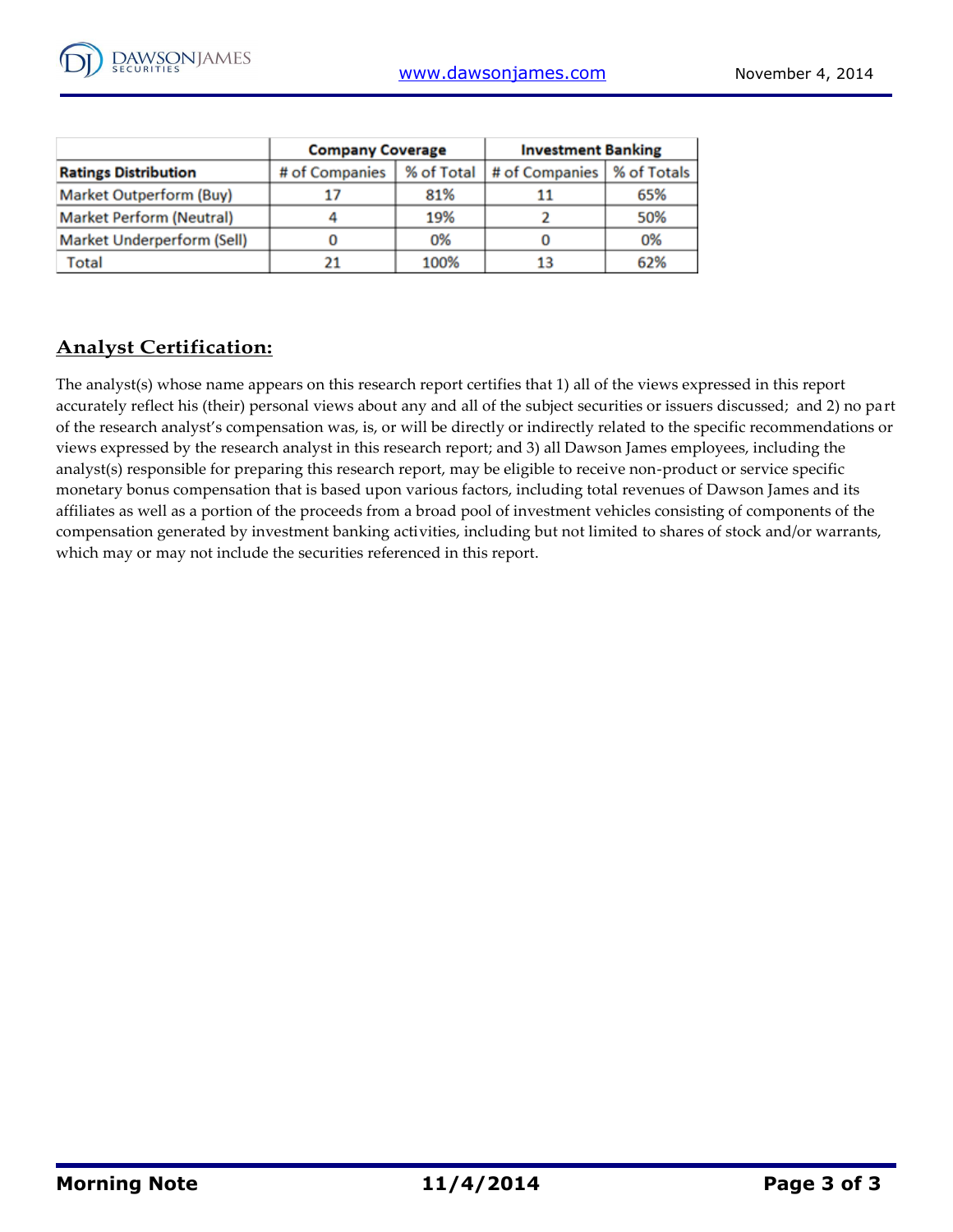| | Company Coverage | | Investment Banking | |
|---|---|---|---|---|
| **Ratings Distribution** | # of Companies | % of Total | # of Companies | % of Totals |
| Market Outperform (Buy) | 17 | 81% | 11 | 65% |
| Market Perform (Neutral) | 4 | 19% | 2 | 50% |
| Market Underperform (Sell) | 0 | 0% | 0 | 0% |
| Total | 21 | 100% | 13 | 62% |

## Analyst Certification:

The analyst(s) whose name appears on this research report certifies that 1) all of the views expressed in this report accurately reflect his (their) personal views about any and all of the subject securities or issuers discussed; and 2) no part of the research analyst's compensation was, is, or will be directly or indirectly related to the specific recommendations or views expressed by the research analyst in this research report; and 3) all Dawson James employees, including the analyst(s) responsible for preparing this research report, may be eligible to receive non-product or service specific monetary bonus compensation that is based upon various factors, including total revenues of Dawson James and its affiliates as well as a portion of the proceeds from a broad pool of investment vehicles consisting of components of the compensation generated by investment banking activities, including but not limited to shares of stock and/or warrants, which may or may not include the securities referenced in this report.